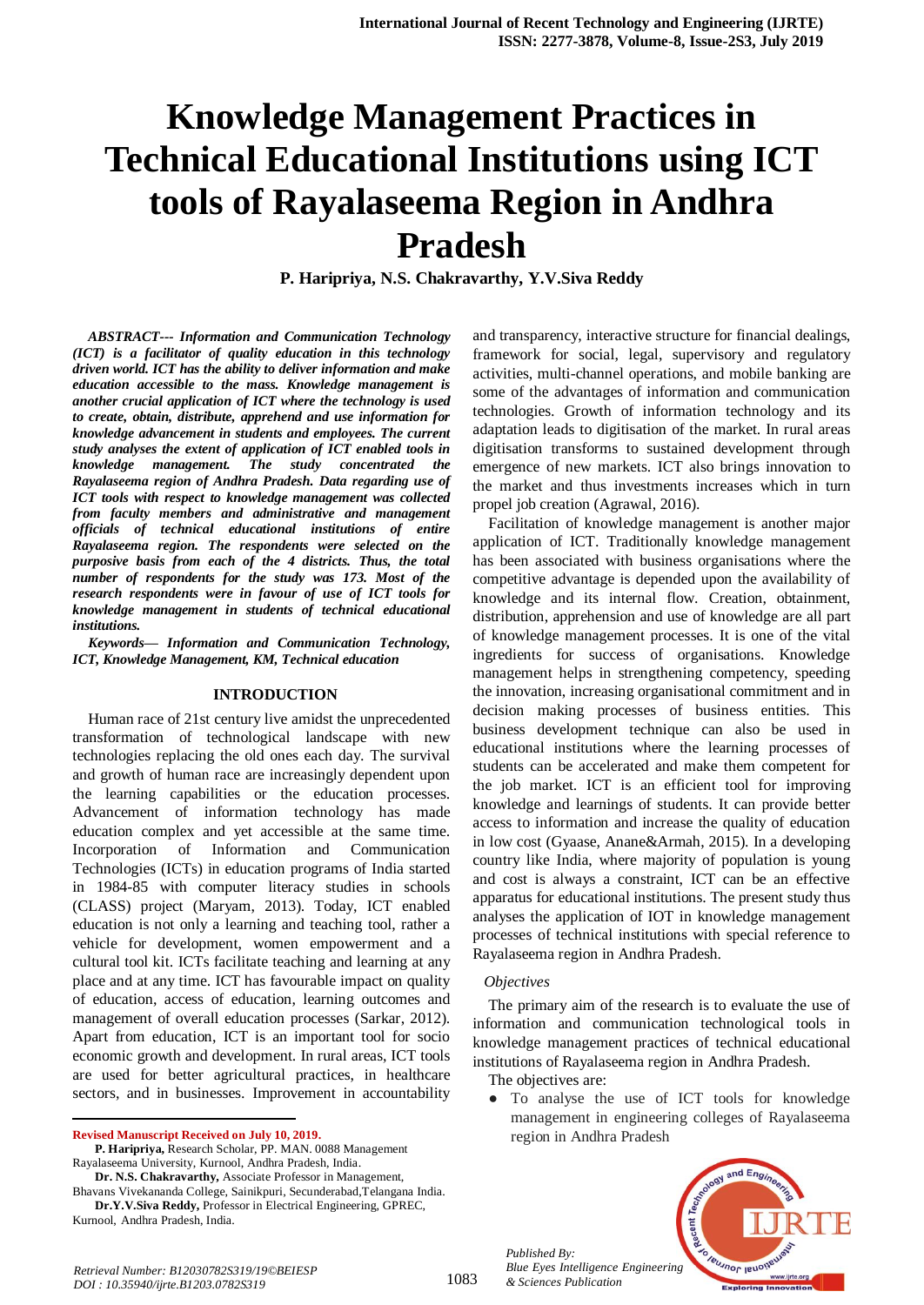# Knowledge Management Practices in Technical Educational Institutions using ICT tools of Rayalaseema Region in Andhra Pradesh

**P. Haripriya, N.S. Chakravarthy, Y.V.Siva Reddy**

***ABSTRACT--- Information and Communication Technology (ICT) is a facilitator of quality education in this technology driven world. ICT has the ability to deliver information and make education accessible to the mass. Knowledge management is another crucial application of ICT where the technology is used to create, obtain, distribute, apprehend and use information for knowledge advancement in students and employees. The current study analyses the extent of application of ICT enabled tools in knowledge management. The study concentrated the Rayalaseema region of Andhra Pradesh. Data regarding use of ICT tools with respect to knowledge management was collected from faculty members and administrative and management officials of technical educational institutions of entire Rayalaseema region. The respondents were selected on the purposive basis from each of the 4 districts. Thus, the total number of respondents for the study was 173. Most of the research respondents were in favour of use of ICT tools for knowledge management in students of technical educational institutions.***

***Keywords— Information and Communication Technology, ICT, Knowledge Management, KM, Technical education***

## INTRODUCTION

Human race of 21st century live amidst the unprecedented transformation of technological landscape with new technologies replacing the old ones each day. The survival and growth of human race are increasingly dependent upon the learning capabilities or the education processes. Advancement of information technology has made education complex and yet accessible at the same time. Incorporation of Information and Communication Technologies (ICTs) in education programs of India started in 1984-85 with computer literacy studies in schools (CLASS) project (Maryam, 2013). Today, ICT enabled education is not only a learning and teaching tool, rather a vehicle for development, women empowerment and a cultural tool kit. ICTs facilitate teaching and learning at any place and at any time. ICT has favourable impact on quality of education, access of education, learning outcomes and management of overall education processes (Sarkar, 2012). Apart from education, ICT is an important tool for socio economic growth and development. In rural areas, ICT tools are used for better agricultural practices, in healthcare sectors, and in businesses. Improvement in accountability and transparency, interactive structure for financial dealings, framework for social, legal, supervisory and regulatory activities, multi-channel operations, and mobile banking are some of the advantages of information and communication technologies. Growth of information technology and its adaptation leads to digitisation of the market. In rural areas digitisation transforms to sustained development through emergence of new markets. ICT also brings innovation to the market and thus investments increases which in turn propel job creation (Agrawal, 2016).

Facilitation of knowledge management is another major application of ICT. Traditionally knowledge management has been associated with business organisations where the competitive advantage is depended upon the availability of knowledge and its internal flow. Creation, obtainment, distribution, apprehension and use of knowledge are all part of knowledge management processes. It is one of the vital ingredients for success of organisations. Knowledge management helps in strengthening competency, speeding the innovation, increasing organisational commitment and in decision making processes of business entities. This business development technique can also be used in educational institutions where the learning processes of students can be accelerated and make them competent for the job market. ICT is an efficient tool for improving knowledge and learnings of students. It can provide better access to information and increase the quality of education in low cost (Gyaase, Anane&Armah, 2015). In a developing country like India, where majority of population is young and cost is always a constraint, ICT can be an effective apparatus for educational institutions. The present study thus analyses the application of IOT in knowledge management processes of technical institutions with special reference to Rayalaseema region in Andhra Pradesh.

### *Objectives*

The primary aim of the research is to evaluate the use of information and communication technological tools in knowledge management practices of technical educational institutions of Rayalaseema region in Andhra Pradesh.

The objectives are:

- To analyse the use of ICT tools for knowledge management in engineering colleges of Rayalaseema region in Andhra Pradesh

---

**Revised Manuscript Received on July 10, 2019.**

**P. Haripriya,** Research Scholar, PP. MAN. 0088 Management Rayalaseema University, Kurnool, Andhra Pradesh, India.

**Dr. N.S. Chakravarthy,** Associate Professor in Management, Bhavans Vivekananda College, Sainikpuri, Secunderabad,Telangana India.

**Dr.Y.V.Siva Reddy,** Professor in Electrical Engineering, GPREC, Kurnool, Andhra Pradesh, India.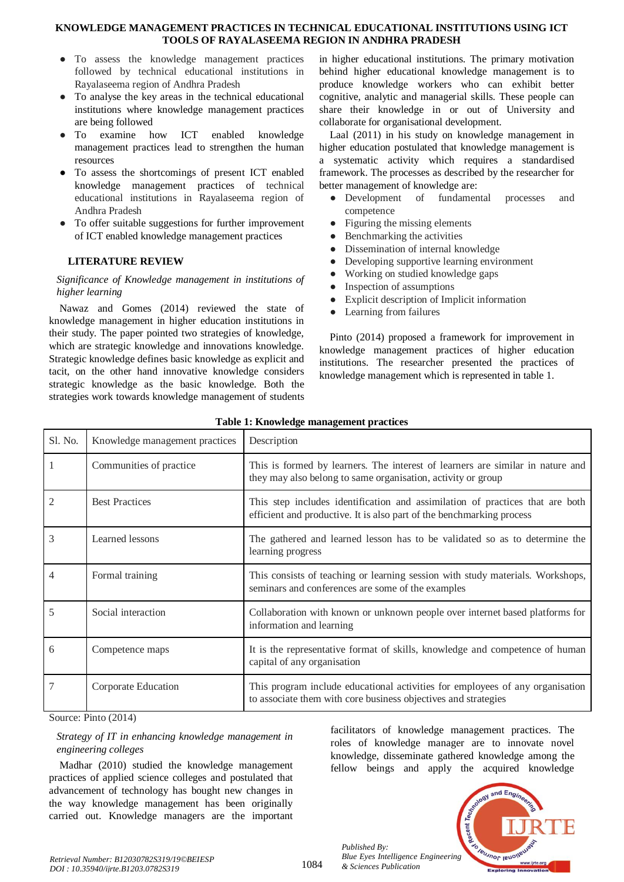- To assess the knowledge management practices followed by technical educational institutions in Rayalaseema region of Andhra Pradesh
- To analyse the key areas in the technical educational institutions where knowledge management practices are being followed
- To examine how ICT enabled knowledge management practices lead to strengthen the human resources
- To assess the shortcomings of present ICT enabled knowledge management practices of technical educational institutions in Rayalaseema region of Andhra Pradesh
- To offer suitable suggestions for further improvement of ICT enabled knowledge management practices

## LITERATURE REVIEW

*Significance of Knowledge management in institutions of higher learning*

Nawaz and Gomes (2014) reviewed the state of knowledge management in higher education institutions in their study. The paper pointed two strategies of knowledge, which are strategic knowledge and innovations knowledge. Strategic knowledge defines basic knowledge as explicit and tacit, on the other hand innovative knowledge considers strategic knowledge as the basic knowledge. Both the strategies work towards knowledge management of students in higher educational institutions. The primary motivation behind higher educational knowledge management is to produce knowledge workers who can exhibit better cognitive, analytic and managerial skills. These people can share their knowledge in or out of University and collaborate for organisational development.

Laal (2011) in his study on knowledge management in higher education postulated that knowledge management is a systematic activity which requires a standardised framework. The processes as described by the researcher for better management of knowledge are:

- Development of fundamental processes and competence
- Figuring the missing elements
- Benchmarking the activities
- Dissemination of internal knowledge
- Developing supportive learning environment
- Working on studied knowledge gaps
- Inspection of assumptions
- Explicit description of Implicit information
- Learning from failures

Pinto (2014) proposed a framework for improvement in knowledge management practices of higher education institutions. The researcher presented the practices of knowledge management which is represented in table 1.

**Table 1: Knowledge management practices**

| Sl. No. | Knowledge management practices | Description |
|---|---|---|
| 1 | Communities of practice | This is formed by learners. The interest of learners are similar in nature and they may also belong to same organisation, activity or group |
| 2 | Best Practices | This step includes identification and assimilation of practices that are both efficient and productive. It is also part of the benchmarking process |
| 3 | Learned lessons | The gathered and learned lesson has to be validated so as to determine the learning progress |
| 4 | Formal training | This consists of teaching or learning session with study materials. Workshops, seminars and conferences are some of the examples |
| 5 | Social interaction | Collaboration with known or unknown people over internet based platforms for information and learning |
| 6 | Competence maps | It is the representative format of skills, knowledge and competence of human capital of any organisation |
| 7 | Corporate Education | This program include educational activities for employees of any organisation to associate them with core business objectives and strategies |

Source: Pinto (2014)

*Strategy of IT in enhancing knowledge management in engineering colleges*

Madhar (2010) studied the knowledge management practices of applied science colleges and postulated that advancement of technology has bought new changes in the way knowledge management has been originally carried out. Knowledge managers are the important facilitators of knowledge management practices. The roles of knowledge manager are to innovate novel knowledge, disseminate gathered knowledge among the fellow beings and apply the acquired knowledge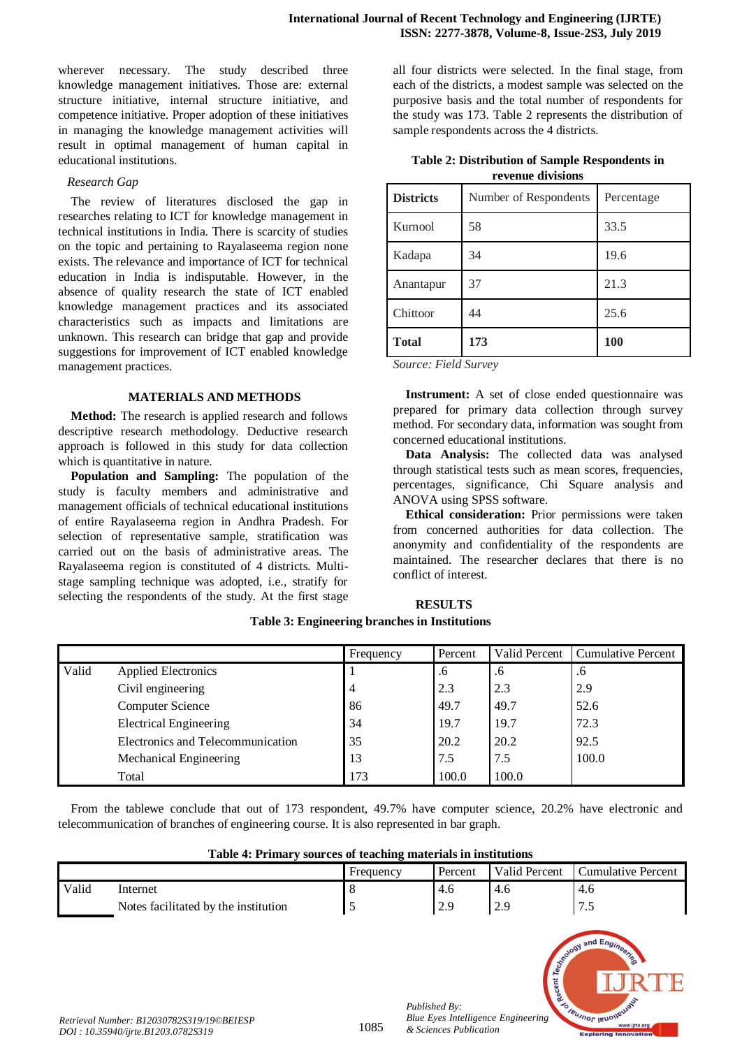wherever necessary. The study described three knowledge management initiatives. Those are: external structure initiative, internal structure initiative, and competence initiative. Proper adoption of these initiatives in managing the knowledge management activities will result in optimal management of human capital in educational institutions.

*Research Gap*

The review of literatures disclosed the gap in researches relating to ICT for knowledge management in technical institutions in India. There is scarcity of studies on the topic and pertaining to Rayalaseema region none exists. The relevance and importance of ICT for technical education in India is indisputable. However, in the absence of quality research the state of ICT enabled knowledge management practices and its associated characteristics such as impacts and limitations are unknown. This research can bridge that gap and provide suggestions for improvement of ICT enabled knowledge management practices.

## MATERIALS AND METHODS

**Method:** The research is applied research and follows descriptive research methodology. Deductive research approach is followed in this study for data collection which is quantitative in nature.

**Population and Sampling:** The population of the study is faculty members and administrative and management officials of technical educational institutions of entire Rayalaseema region in Andhra Pradesh. For selection of representative sample, stratification was carried out on the basis of administrative areas. The Rayalaseema region is constituted of 4 districts. Multi-stage sampling technique was adopted, i.e., stratify for selecting the respondents of the study. At the first stage all four districts were selected. In the final stage, from each of the districts, a modest sample was selected on the purposive basis and the total number of respondents for the study was 173. Table 2 represents the distribution of sample respondents across the 4 districts.

**Table 2: Distribution of Sample Respondents in revenue divisions**

| Districts | Number of Respondents | Percentage |
|---|---|---|
| Kurnool | 58 | 33.5 |
| Kadapa | 34 | 19.6 |
| Anantapur | 37 | 21.3 |
| Chittoor | 44 | 25.6 |
| **Total** | **173** | **100** |

*Source: Field Survey*

**Instrument:** A set of close ended questionnaire was prepared for primary data collection through survey method. For secondary data, information was sought from concerned educational institutions.

**Data Analysis:** The collected data was analysed through statistical tests such as mean scores, frequencies, percentages, significance, Chi Square analysis and ANOVA using SPSS software.

**Ethical consideration:** Prior permissions were taken from concerned authorities for data collection. The anonymity and confidentiality of the respondents are maintained. The researcher declares that there is no conflict of interest.

## RESULTS

**Table 3: Engineering branches in Institutions**

| | | Frequency | Percent | Valid Percent | Cumulative Percent |
|---|---|---|---|---|---|
| Valid | Applied Electronics | 1 | .6 | .6 | .6 |
| | Civil engineering | 4 | 2.3 | 2.3 | 2.9 |
| | Computer Science | 86 | 49.7 | 49.7 | 52.6 |
| | Electrical Engineering | 34 | 19.7 | 19.7 | 72.3 |
| | Electronics and Telecommunication | 35 | 20.2 | 20.2 | 92.5 |
| | Mechanical Engineering | 13 | 7.5 | 7.5 | 100.0 |
| | Total | 173 | 100.0 | 100.0 | |

From the tablewe conclude that out of 173 respondent, 49.7% have computer science, 20.2% have electronic and telecommunication of branches of engineering course. It is also represented in bar graph.

**Table 4: Primary sources of teaching materials in institutions**

| | | Frequency | Percent | Valid Percent | Cumulative Percent |
|---|---|---|---|---|---|
| Valid | Internet | 8 | 4.6 | 4.6 | 4.6 |
| | Notes facilitated by the institution | 5 | 2.9 | 2.9 | 7.5 |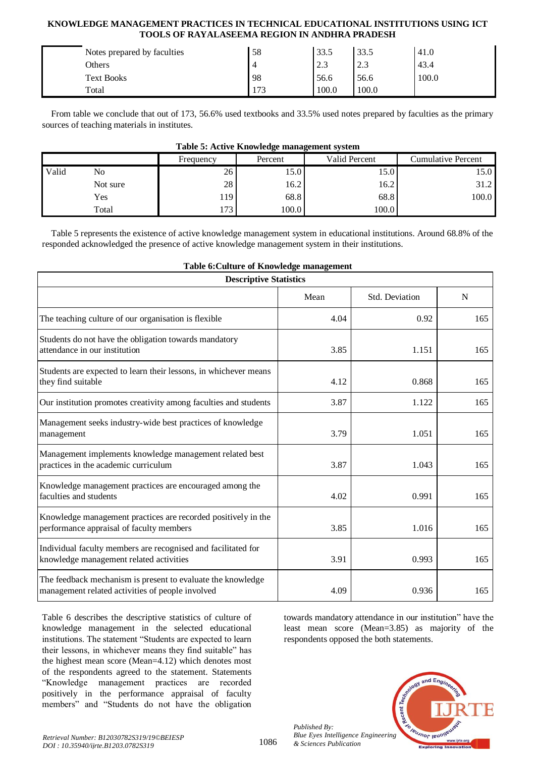| | Frequency | Percent | Valid Percent | Cumulative Percent |
|---|---|---|---|---|
| Notes prepared by faculties | 58 | 33.5 | 33.5 | 41.0 |
| Others | 4 | 2.3 | 2.3 | 43.4 |
| Text Books | 98 | 56.6 | 56.6 | 100.0 |
| Total | 173 | 100.0 | 100.0 | |

From table we conclude that out of 173, 56.6% used textbooks and 33.5% used notes prepared by faculties as the primary sources of teaching materials in institutes.

**Table 5: Active Knowledge management system**

| | | Frequency | Percent | Valid Percent | Cumulative Percent |
|---|---|---|---|---|---|
| Valid | No | 26 | 15.0 | 15.0 | 15.0 |
| | Not sure | 28 | 16.2 | 16.2 | 31.2 |
| | Yes | 119 | 68.8 | 68.8 | 100.0 |
| | Total | 173 | 100.0 | 100.0 | |

Table 5 represents the existence of active knowledge management system in educational institutions. Around 68.8% of the responded acknowledged the presence of active knowledge management system in their institutions.

**Table 6:Culture of Knowledge management**

| Descriptive Statistics | | | |
|---|---|---|---|
| | Mean | Std. Deviation | N |
| The teaching culture of our organisation is flexible | 4.04 | 0.92 | 165 |
| Students do not have the obligation towards mandatory attendance in our institution | 3.85 | 1.151 | 165 |
| Students are expected to learn their lessons, in whichever means they find suitable | 4.12 | 0.868 | 165 |
| Our institution promotes creativity among faculties and students | 3.87 | 1.122 | 165 |
| Management seeks industry-wide best practices of knowledge management | 3.79 | 1.051 | 165 |
| Management implements knowledge management related best practices in the academic curriculum | 3.87 | 1.043 | 165 |
| Knowledge management practices are encouraged among the faculties and students | 4.02 | 0.991 | 165 |
| Knowledge management practices are recorded positively in the performance appraisal of faculty members | 3.85 | 1.016 | 165 |
| Individual faculty members are recognised and facilitated for knowledge management related activities | 3.91 | 0.993 | 165 |
| The feedback mechanism is present to evaluate the knowledge management related activities of people involved | 4.09 | 0.936 | 165 |

Table 6 describes the descriptive statistics of culture of knowledge management in the selected educational institutions. The statement "Students are expected to learn their lessons, in whichever means they find suitable" has the highest mean score (Mean=4.12) which denotes most of the respondents agreed to the statement. Statements "Knowledge management practices are recorded positively in the performance appraisal of faculty members" and "Students do not have the obligation towards mandatory attendance in our institution" have the least mean score (Mean=3.85) as majority of the respondents opposed the both statements.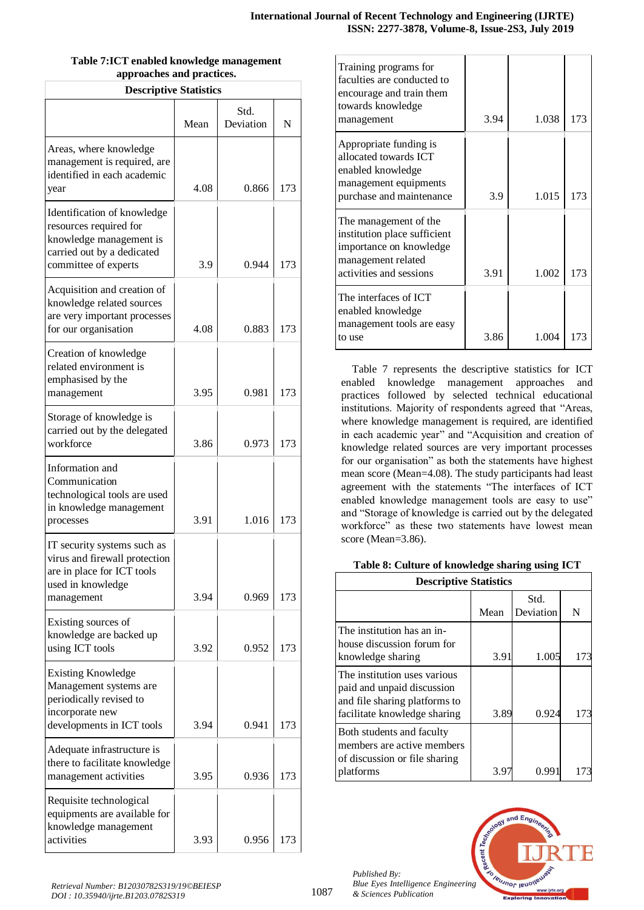**Table 7:ICT enabled knowledge management approaches and practices.**

| Descriptive Statistics | | | |
|---|---|---|---|
| | Mean | Std. Deviation | N |
| Areas, where knowledge management is required, are identified in each academic year | 4.08 | 0.866 | 173 |
| Identification of knowledge resources required for knowledge management is carried out by a dedicated committee of experts | 3.9 | 0.944 | 173 |
| Acquisition and creation of knowledge related sources are very important processes for our organisation | 4.08 | 0.883 | 173 |
| Creation of knowledge related environment is emphasised by the management | 3.95 | 0.981 | 173 |
| Storage of knowledge is carried out by the delegated workforce | 3.86 | 0.973 | 173 |
| Information and Communication technological tools are used in knowledge management processes | 3.91 | 1.016 | 173 |
| IT security systems such as virus and firewall protection are in place for ICT tools used in knowledge management | 3.94 | 0.969 | 173 |
| Existing sources of knowledge are backed up using ICT tools | 3.92 | 0.952 | 173 |
| Existing Knowledge Management systems are periodically revised to incorporate new developments in ICT tools | 3.94 | 0.941 | 173 |
| Adequate infrastructure is there to facilitate knowledge management activities | 3.95 | 0.936 | 173 |
| Requisite technological equipments are available for knowledge management activities | 3.93 | 0.956 | 173 |
| Training programs for faculties are conducted to encourage and train them towards knowledge management | 3.94 | 1.038 | 173 |
| Appropriate funding is allocated towards ICT enabled knowledge management equipments purchase and maintenance | 3.9 | 1.015 | 173 |
| The management of the institution place sufficient importance on knowledge management related activities and sessions | 3.91 | 1.002 | 173 |
| The interfaces of ICT enabled knowledge management tools are easy to use | 3.86 | 1.004 | 173 |

Table 7 represents the descriptive statistics for ICT enabled knowledge management approaches and practices followed by selected technical educational institutions. Majority of respondents agreed that "Areas, where knowledge management is required, are identified in each academic year" and "Acquisition and creation of knowledge related sources are very important processes for our organisation" as both the statements have highest mean score (Mean=4.08). The study participants had least agreement with the statements "The interfaces of ICT enabled knowledge management tools are easy to use" and "Storage of knowledge is carried out by the delegated workforce" as these two statements have lowest mean score (Mean=3.86).

**Table 8: Culture of knowledge sharing using ICT**

| Descriptive Statistics | | | |
|---|---|---|---|
| | Mean | Std. Deviation | N |
| The institution has an in-house discussion forum for knowledge sharing | 3.91 | 1.005 | 173 |
| The institution uses various paid and unpaid discussion and file sharing platforms to facilitate knowledge sharing | 3.89 | 0.924 | 173 |
| Both students and faculty members are active members of discussion or file sharing platforms | 3.97 | 0.991 | 173 |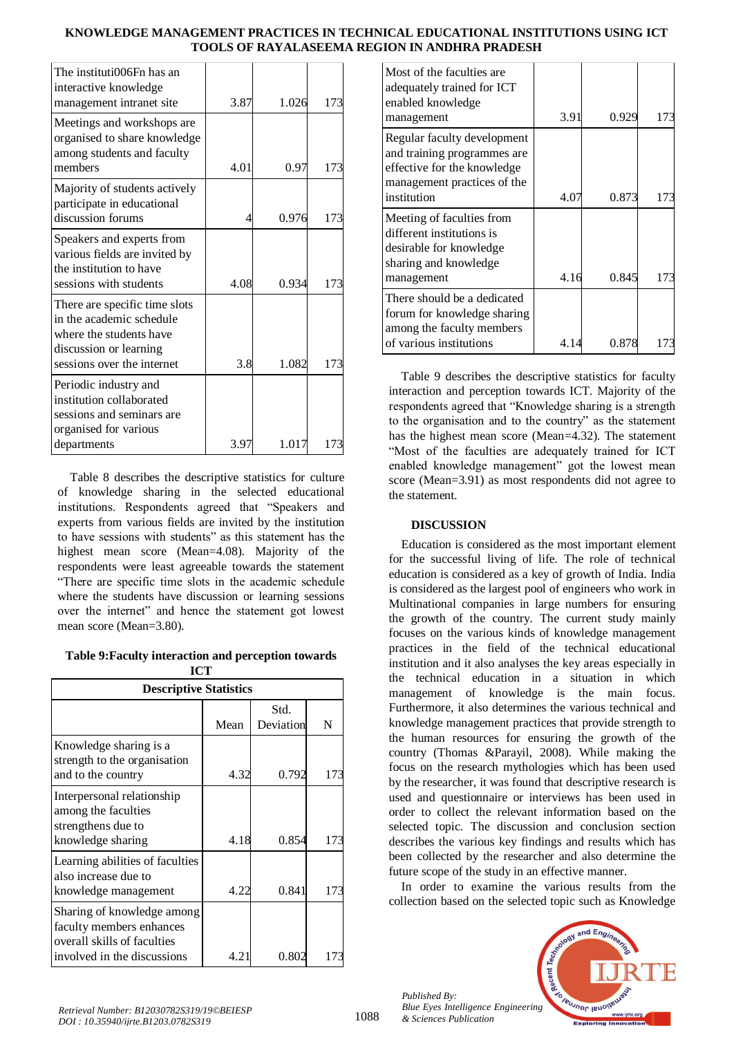| | | | |
|---|---|---|---|
| The instituti006Fn has an interactive knowledge management intranet site | 3.87 | 1.026 | 173 |
| Meetings and workshops are organised to share knowledge among students and faculty members | 4.01 | 0.97 | 173 |
| Majority of students actively participate in educational discussion forums | 4 | 0.976 | 173 |
| Speakers and experts from various fields are invited by the institution to have sessions with students | 4.08 | 0.934 | 173 |
| There are specific time slots in the academic schedule where the students have discussion or learning sessions over the internet | 3.8 | 1.082 | 173 |
| Periodic industry and institution collaborated sessions and seminars are organised for various departments | 3.97 | 1.017 | 173 |

Table 8 describes the descriptive statistics for culture of knowledge sharing in the selected educational institutions. Respondents agreed that "Speakers and experts from various fields are invited by the institution to have sessions with students" as this statement has the highest mean score (Mean=4.08). Majority of the respondents were least agreeable towards the statement "There are specific time slots in the academic schedule where the students have discussion or learning sessions over the internet" and hence the statement got lowest mean score (Mean=3.80).

**Table 9:Faculty interaction and perception towards ICT**

| Descriptive Statistics | | | |
|---|---|---|---|
| | Mean | Std. Deviation | N |
| Knowledge sharing is a strength to the organisation and to the country | 4.32 | 0.792 | 173 |
| Interpersonal relationship among the faculties strengthens due to knowledge sharing | 4.18 | 0.854 | 173 |
| Learning abilities of faculties also increase due to knowledge management | 4.22 | 0.841 | 173 |
| Sharing of knowledge among faculty members enhances overall skills of faculties involved in the discussions | 4.21 | 0.802 | 173 |
| Most of the faculties are adequately trained for ICT enabled knowledge management | 3.91 | 0.929 | 173 |
| Regular faculty development and training programmes are effective for the knowledge management practices of the institution | 4.07 | 0.873 | 173 |
| Meeting of faculties from different institutions is desirable for knowledge sharing and knowledge management | 4.16 | 0.845 | 173 |
| There should be a dedicated forum for knowledge sharing among the faculty members of various institutions | 4.14 | 0.878 | 173 |

Table 9 describes the descriptive statistics for faculty interaction and perception towards ICT. Majority of the respondents agreed that "Knowledge sharing is a strength to the organisation and to the country" as the statement has the highest mean score (Mean=4.32). The statement "Most of the faculties are adequately trained for ICT enabled knowledge management" got the lowest mean score (Mean=3.91) as most respondents did not agree to the statement.

## DISCUSSION

Education is considered as the most important element for the successful living of life. The role of technical education is considered as a key of growth of India. India is considered as the largest pool of engineers who work in Multinational companies in large numbers for ensuring the growth of the country. The current study mainly focuses on the various kinds of knowledge management practices in the field of the technical educational institution and it also analyses the key areas especially in the technical education in a situation in which management of knowledge is the main focus. Furthermore, it also determines the various technical and knowledge management practices that provide strength to the human resources for ensuring the growth of the country (Thomas &Parayil, 2008). While making the focus on the research mythologies which has been used by the researcher, it was found that descriptive research is used and questionnaire or interviews has been used in order to collect the relevant information based on the selected topic. The discussion and conclusion section describes the various key findings and results which has been collected by the researcher and also determine the future scope of the study in an effective manner.

In order to examine the various results from the collection based on the selected topic such as Knowledge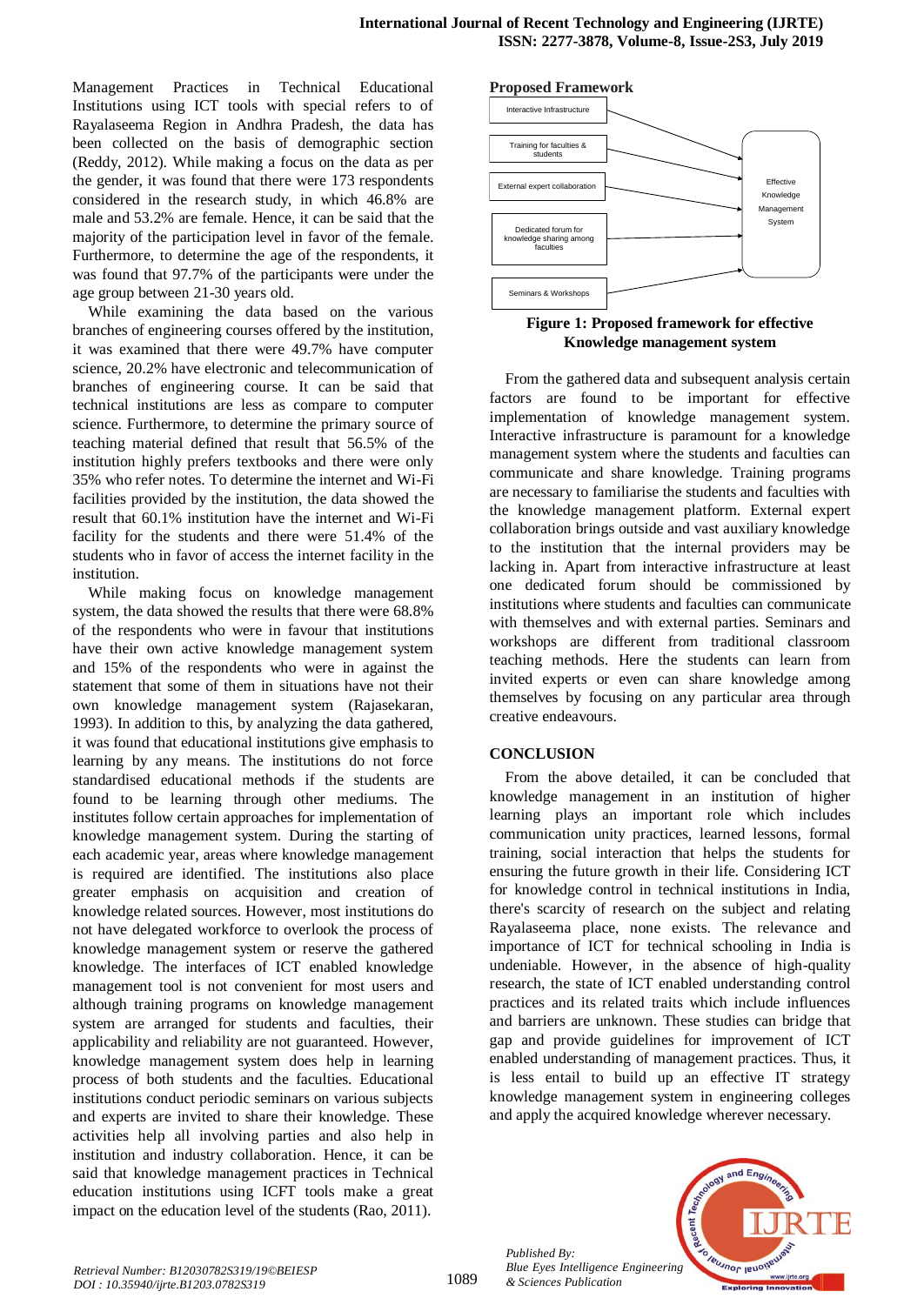Management Practices in Technical Educational Institutions using ICT tools with special refers to of Rayalaseema Region in Andhra Pradesh, the data has been collected on the basis of demographic section (Reddy, 2012). While making a focus on the data as per the gender, it was found that there were 173 respondents considered in the research study, in which 46.8% are male and 53.2% are female. Hence, it can be said that the majority of the participation level in favor of the female. Furthermore, to determine the age of the respondents, it was found that 97.7% of the participants were under the age group between 21-30 years old.

While examining the data based on the various branches of engineering courses offered by the institution, it was examined that there were 49.7% have computer science, 20.2% have electronic and telecommunication of branches of engineering course. It can be said that technical institutions are less as compare to computer science. Furthermore, to determine the primary source of teaching material defined that result that 56.5% of the institution highly prefers textbooks and there were only 35% who refer notes. To determine the internet and Wi-Fi facilities provided by the institution, the data showed the result that 60.1% institution have the internet and Wi-Fi facility for the students and there were 51.4% of the students who in favor of access the internet facility in the institution.

While making focus on knowledge management system, the data showed the results that there were 68.8% of the respondents who were in favour that institutions have their own active knowledge management system and 15% of the respondents who were in against the statement that some of them in situations have not their own knowledge management system (Rajasekaran, 1993). In addition to this, by analyzing the data gathered, it was found that educational institutions give emphasis to learning by any means. The institutions do not force standardised educational methods if the students are found to be learning through other mediums. The institutes follow certain approaches for implementation of knowledge management system. During the starting of each academic year, areas where knowledge management is required are identified. The institutions also place greater emphasis on acquisition and creation of knowledge related sources. However, most institutions do not have delegated workforce to overlook the process of knowledge management system or reserve the gathered knowledge. The interfaces of ICT enabled knowledge management tool is not convenient for most users and although training programs on knowledge management system are arranged for students and faculties, their applicability and reliability are not guaranteed. However, knowledge management system does help in learning process of both students and the faculties. Educational institutions conduct periodic seminars on various subjects and experts are invited to share their knowledge. These activities help all involving parties and also help in institution and industry collaboration. Hence, it can be said that knowledge management practices in Technical education institutions using ICFT tools make a great impact on the education level of the students (Rao, 2011).

**Proposed Framework**

- Interactive Infrastructure
- Training for faculties & students
- External expert collaboration
- Dedicated forum for knowledge sharing among faculties
- Seminars & Workshops

→ Effective Knowledge Management System

**Figure 1: Proposed framework for effective Knowledge management system**

From the gathered data and subsequent analysis certain factors are found to be important for effective implementation of knowledge management system. Interactive infrastructure is paramount for a knowledge management system where the students and faculties can communicate and share knowledge. Training programs are necessary to familiarise the students and faculties with the knowledge management platform. External expert collaboration brings outside and vast auxiliary knowledge to the institution that the internal providers may be lacking in. Apart from interactive infrastructure at least one dedicated forum should be commissioned by institutions where students and faculties can communicate with themselves and with external parties. Seminars and workshops are different from traditional classroom teaching methods. Here the students can learn from invited experts or even can share knowledge among themselves by focusing on any particular area through creative endeavours.

## CONCLUSION

From the above detailed, it can be concluded that knowledge management in an institution of higher learning plays an important role which includes communication unity practices, learned lessons, formal training, social interaction that helps the students for ensuring the future growth in their life. Considering ICT for knowledge control in technical institutions in India, there's scarcity of research on the subject and relating Rayalaseema place, none exists. The relevance and importance of ICT for technical schooling in India is undeniable. However, in the absence of high-quality research, the state of ICT enabled understanding control practices and its related traits which include influences and barriers are unknown. These studies can bridge that gap and provide guidelines for improvement of ICT enabled understanding of management practices. Thus, it is less entail to build up an effective IT strategy knowledge management system in engineering colleges and apply the acquired knowledge wherever necessary.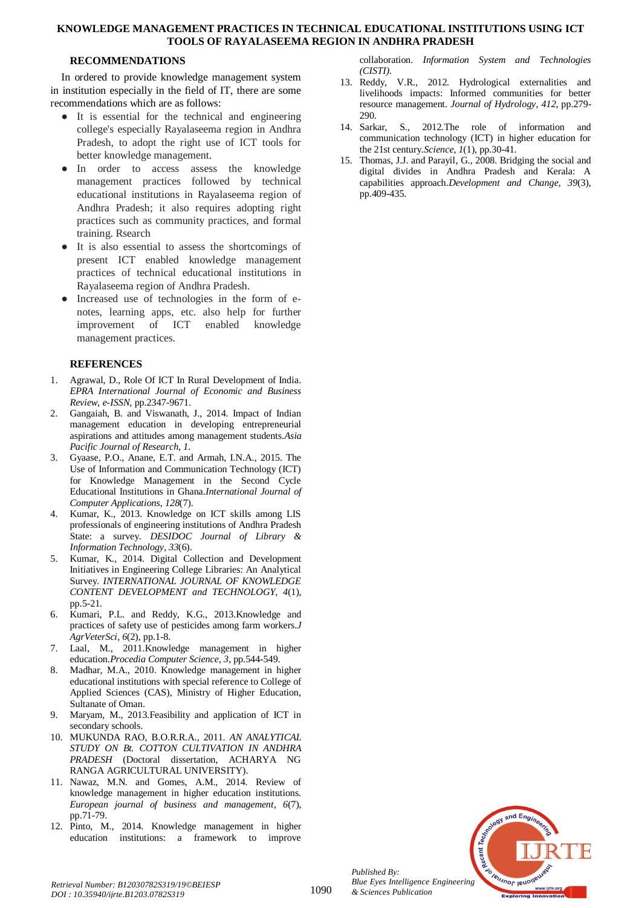## RECOMMENDATIONS

In ordered to provide knowledge management system in institution especially in the field of IT, there are some recommendations which are as follows:

- It is essential for the technical and engineering college's especially Rayalaseema region in Andhra Pradesh, to adopt the right use of ICT tools for better knowledge management.
- In order to access assess the knowledge management practices followed by technical educational institutions in Rayalaseema region of Andhra Pradesh; it also requires adopting right practices such as community practices, and formal training. Rsearch
- It is also essential to assess the shortcomings of present ICT enabled knowledge management practices of technical educational institutions in Rayalaseema region of Andhra Pradesh.
- Increased use of technologies in the form of e-notes, learning apps, etc. also help for further improvement of ICT enabled knowledge management practices.

## REFERENCES

1. Agrawal, D., Role Of ICT In Rural Development of India. *EPRA International Journal of Economic and Business Review, e-ISSN*, pp.2347-9671.
2. Gangaiah, B. and Viswanath, J., 2014. Impact of Indian management education in developing entrepreneurial aspirations and attitudes among management students.*Asia Pacific Journal of Research*, *1*.
3. Gyaase, P.O., Anane, E.T. and Armah, I.N.A., 2015. The Use of Information and Communication Technology (ICT) for Knowledge Management in the Second Cycle Educational Institutions in Ghana.*International Journal of Computer Applications*, *128*(7).
4. Kumar, K., 2013. Knowledge on ICT skills among LIS professionals of engineering institutions of Andhra Pradesh State: a survey. *DESIDOC Journal of Library & Information Technology*, *33*(6).
5. Kumar, K., 2014. Digital Collection and Development Initiatives in Engineering College Libraries: An Analytical Survey. *INTERNATIONAL JOURNAL OF KNOWLEDGE CONTENT DEVELOPMENT and TECHNOLOGY*, *4*(1), pp.5-21.
6. Kumari, P.L. and Reddy, K.G., 2013.Knowledge and practices of safety use of pesticides among farm workers.*J AgrVeterSci*, *6*(2), pp.1-8.
7. Laal, M., 2011.Knowledge management in higher education.*Procedia Computer Science*, *3*, pp.544-549.
8. Madhar, M.A., 2010. Knowledge management in higher educational institutions with special reference to College of Applied Sciences (CAS), Ministry of Higher Education, Sultanate of Oman.
9. Maryam, M., 2013.Feasibility and application of ICT in secondary schools.
10. MUKUNDA RAO, B.O.R.R.A., 2011. *AN ANALYTICAL STUDY ON Bt. COTTON CULTIVATION IN ANDHRA PRADESH* (Doctoral dissertation, ACHARYA NG RANGA AGRICULTURAL UNIVERSITY).
11. Nawaz, M.N. and Gomes, A.M., 2014. Review of knowledge management in higher education institutions. *European journal of business and management*, *6*(7), pp.71-79.
12. Pinto, M., 2014. Knowledge management in higher education institutions: a framework to improve collaboration. *Information System and Technologies (CISTI).*
13. Reddy, V.R., 2012. Hydrological externalities and livelihoods impacts: Informed communities for better resource management. *Journal of Hydrology*, *412*, pp.279-290.
14. Sarkar, S., 2012.The role of information and communication technology (ICT) in higher education for the 21st century.*Science*, *1*(1), pp.30-41.
15. Thomas, J.J. and Parayil, G., 2008. Bridging the social and digital divides in Andhra Pradesh and Kerala: A capabilities approach.*Development and Change*, *39*(3), pp.409-435.